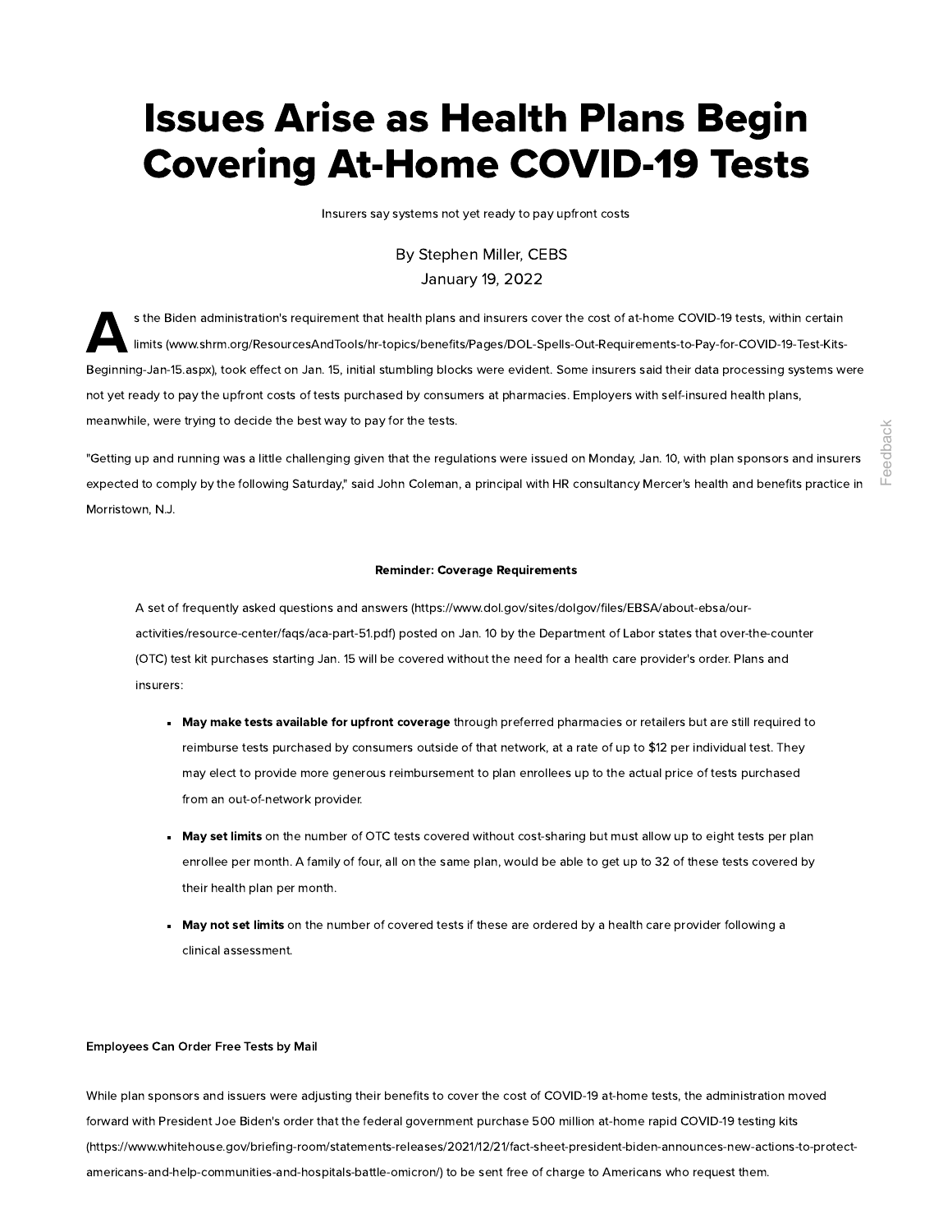# Issues Arise as Health Plans Begin Covering At-Home COVID-19 Tests

Insurers say systems not yet ready to pay upfront costs

By Stephen Miller, CEBS
January 19, 2022

As the Biden administration's requirement that health plans and insurers cover the cost of at-home COVID-19 tests, within certain limits (www.shrm.org/ResourcesAndTools/hr-topics/benefits/Pages/DOL-Spells-Out-Requirements-to-Pay-for-COVID-19-Test-Kits-Beginning-Jan-15.aspx), took effect on Jan. 15, initial stumbling blocks were evident. Some insurers said their data processing systems were not yet ready to pay the upfront costs of tests purchased by consumers at pharmacies. Employers with self-insured health plans, meanwhile, were trying to decide the best way to pay for the tests.

"Getting up and running was a little challenging given that the regulations were issued on Monday, Jan. 10, with plan sponsors and insurers expected to comply by the following Saturday," said John Coleman, a principal with HR consultancy Mercer's health and benefits practice in Morristown, N.J.

**Reminder: Coverage Requirements**

A set of frequently asked questions and answers (https://www.dol.gov/sites/dolgov/files/EBSA/about-ebsa/our-activities/resource-center/faqs/aca-part-51.pdf) posted on Jan. 10 by the Department of Labor states that over-the-counter (OTC) test kit purchases starting Jan. 15 will be covered without the need for a health care provider's order. Plans and insurers:

- **May make tests available for upfront coverage** through preferred pharmacies or retailers but are still required to reimburse tests purchased by consumers outside of that network, at a rate of up to $12 per individual test. They may elect to provide more generous reimbursement to plan enrollees up to the actual price of tests purchased from an out-of-network provider.
- **May set limits** on the number of OTC tests covered without cost-sharing but must allow up to eight tests per plan enrollee per month. A family of four, all on the same plan, would be able to get up to 32 of these tests covered by their health plan per month.
- **May not set limits** on the number of covered tests if these are ordered by a health care provider following a clinical assessment.

**Employees Can Order Free Tests by Mail**

While plan sponsors and issuers were adjusting their benefits to cover the cost of COVID-19 at-home tests, the administration moved forward with President Joe Biden's order that the federal government purchase 500 million at-home rapid COVID-19 testing kits (https://www.whitehouse.gov/briefing-room/statements-releases/2021/12/21/fact-sheet-president-biden-announces-new-actions-to-protect-americans-and-help-communities-and-hospitals-battle-omicron/) to be sent free of charge to Americans who request them.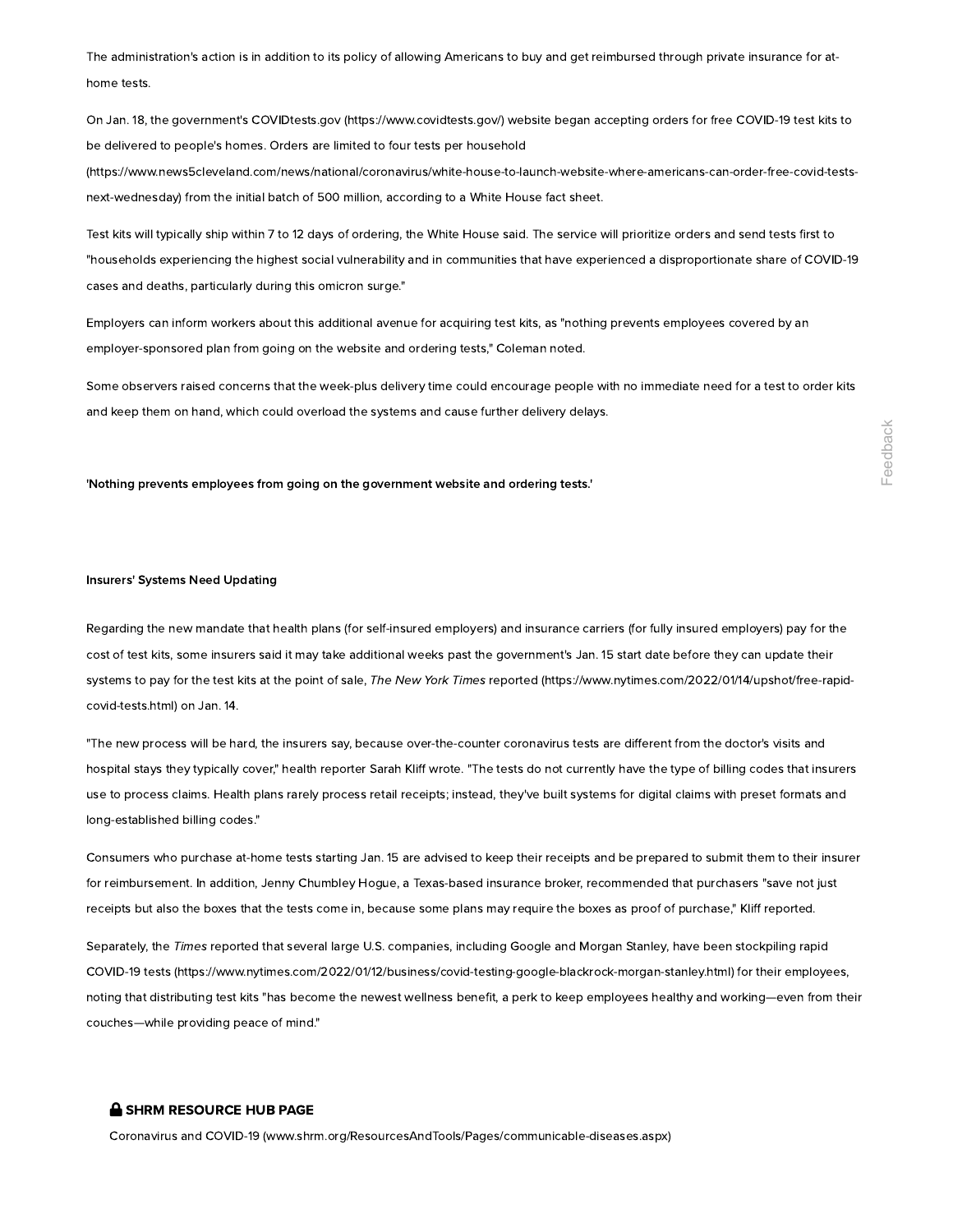The administration's action is in addition to its policy of allowing Americans to buy and get reimbursed through private insurance for at-home tests.

On Jan. 18, the government's COVIDtests.gov (https://www.covidtests.gov/) website began accepting orders for free COVID-19 test kits to be delivered to people's homes. Orders are limited to four tests per household (https://www.news5cleveland.com/news/national/coronavirus/white-house-to-launch-website-where-americans-can-order-free-covid-tests-next-wednesday) from the initial batch of 500 million, according to a White House fact sheet.

Test kits will typically ship within 7 to 12 days of ordering, the White House said. The service will prioritize orders and send tests first to "households experiencing the highest social vulnerability and in communities that have experienced a disproportionate share of COVID-19 cases and deaths, particularly during this omicron surge."

Employers can inform workers about this additional avenue for acquiring test kits, as "nothing prevents employees covered by an employer-sponsored plan from going on the website and ordering tests," Coleman noted.

Some observers raised concerns that the week-plus delivery time could encourage people with no immediate need for a test to order kits and keep them on hand, which could overload the systems and cause further delivery delays.

**'Nothing prevents employees from going on the government website and ordering tests.'**

### Insurers' Systems Need Updating

Regarding the new mandate that health plans (for self-insured employers) and insurance carriers (for fully insured employers) pay for the cost of test kits, some insurers said it may take additional weeks past the government's Jan. 15 start date before they can update their systems to pay for the test kits at the point of sale, *The New York Times* reported (https://www.nytimes.com/2022/01/14/upshot/free-rapid-covid-tests.html) on Jan. 14.

"The new process will be hard, the insurers say, because over-the-counter coronavirus tests are different from the doctor's visits and hospital stays they typically cover," health reporter Sarah Kliff wrote. "The tests do not currently have the type of billing codes that insurers use to process claims. Health plans rarely process retail receipts; instead, they've built systems for digital claims with preset formats and long-established billing codes."

Consumers who purchase at-home tests starting Jan. 15 are advised to keep their receipts and be prepared to submit them to their insurer for reimbursement. In addition, Jenny Chumbley Hogue, a Texas-based insurance broker, recommended that purchasers "save not just receipts but also the boxes that the tests come in, because some plans may require the boxes as proof of purchase," Kliff reported.

Separately, the *Times* reported that several large U.S. companies, including Google and Morgan Stanley, have been stockpiling rapid COVID-19 tests (https://www.nytimes.com/2022/01/12/business/covid-testing-google-blackrock-morgan-stanley.html) for their employees, noting that distributing test kits "has become the newest wellness benefit, a perk to keep employees healthy and working—even from their couches—while providing peace of mind."

**SHRM RESOURCE HUB PAGE**

Coronavirus and COVID-19 (www.shrm.org/ResourcesAndTools/Pages/communicable-diseases.aspx)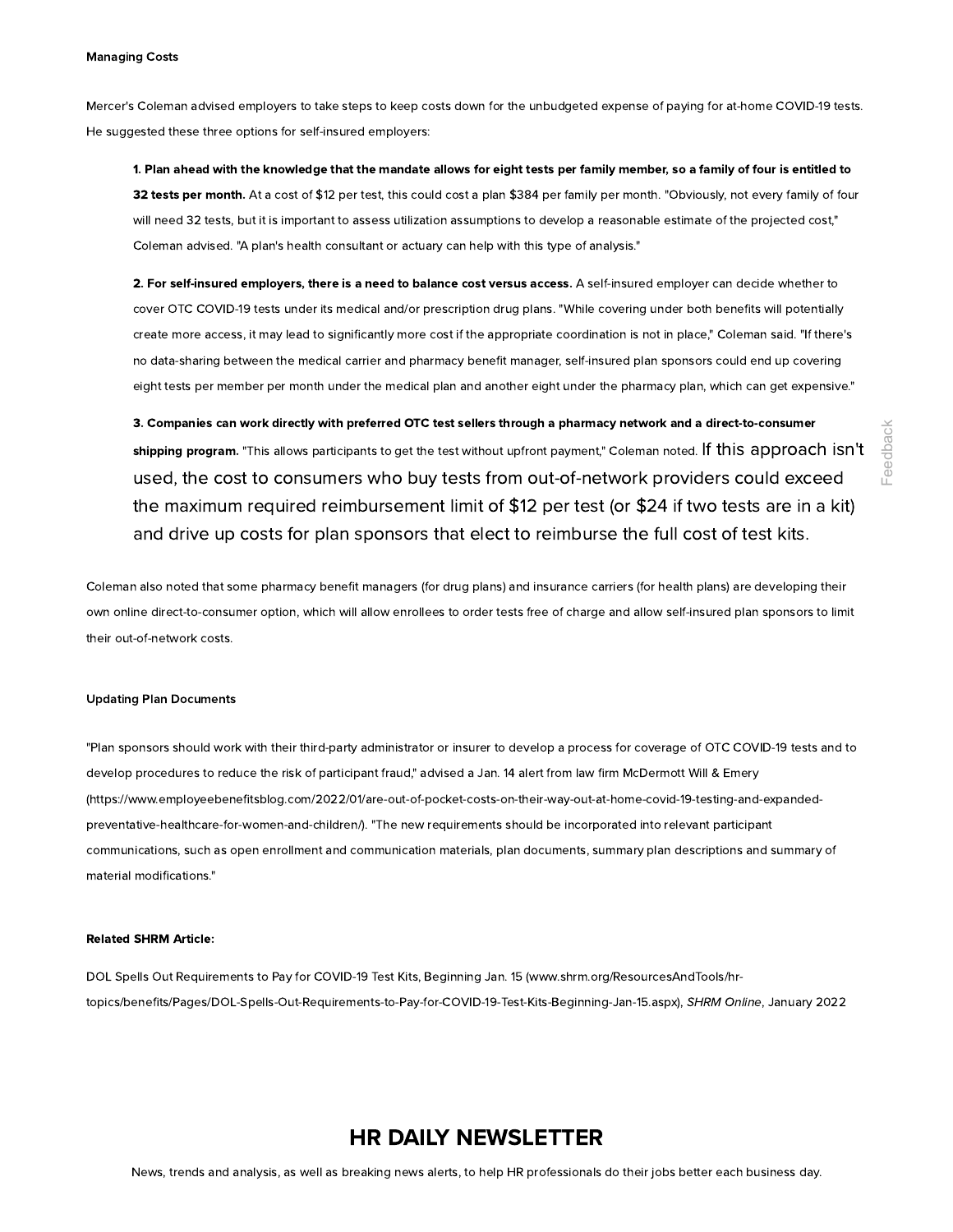**Managing Costs**

Mercer's Coleman advised employers to take steps to keep costs down for the unbudgeted expense of paying for at-home COVID-19 tests. He suggested these three options for self-insured employers:

1. **Plan ahead with the knowledge that the mandate allows for eight tests per family member, so a family of four is entitled to 32 tests per month.** At a cost of $12 per test, this could cost a plan $384 per family per month. "Obviously, not every family of four will need 32 tests, but it is important to assess utilization assumptions to develop a reasonable estimate of the projected cost," Coleman advised. "A plan's health consultant or actuary can help with this type of analysis."

2. **For self-insured employers, there is a need to balance cost versus access.** A self-insured employer can decide whether to cover OTC COVID-19 tests under its medical and/or prescription drug plans. "While covering under both benefits will potentially create more access, it may lead to significantly more cost if the appropriate coordination is not in place," Coleman said. "If there's no data-sharing between the medical carrier and pharmacy benefit manager, self-insured plan sponsors could end up covering eight tests per member per month under the medical plan and another eight under the pharmacy plan, which can get expensive."

3. **Companies can work directly with preferred OTC test sellers through a pharmacy network and a direct-to-consumer shipping program.** "This allows participants to get the test without upfront payment," Coleman noted. If this approach isn't used, the cost to consumers who buy tests from out-of-network providers could exceed the maximum required reimbursement limit of $12 per test (or $24 if two tests are in a kit) and drive up costs for plan sponsors that elect to reimburse the full cost of test kits.

Coleman also noted that some pharmacy benefit managers (for drug plans) and insurance carriers (for health plans) are developing their own online direct-to-consumer option, which will allow enrollees to order tests free of charge and allow self-insured plan sponsors to limit their out-of-network costs.

**Updating Plan Documents**

"Plan sponsors should work with their third-party administrator or insurer to develop a process for coverage of OTC COVID-19 tests and to develop procedures to reduce the risk of participant fraud," advised a Jan. 14 alert from law firm McDermott Will & Emery (https://www.employeebenefitsblog.com/2022/01/are-out-of-pocket-costs-on-their-way-out-at-home-covid-19-testing-and-expanded-preventative-healthcare-for-women-and-children/). "The new requirements should be incorporated into relevant participant communications, such as open enrollment and communication materials, plan documents, summary plan descriptions and summary of material modifications."

**Related SHRM Article:**

DOL Spells Out Requirements to Pay for COVID-19 Test Kits, Beginning Jan. 15 (www.shrm.org/ResourcesAndTools/hr-topics/benefits/Pages/DOL-Spells-Out-Requirements-to-Pay-for-COVID-19-Test-Kits-Beginning-Jan-15.aspx), *SHRM Online*, January 2022

## HR DAILY NEWSLETTER

News, trends and analysis, as well as breaking news alerts, to help HR professionals do their jobs better each business day.